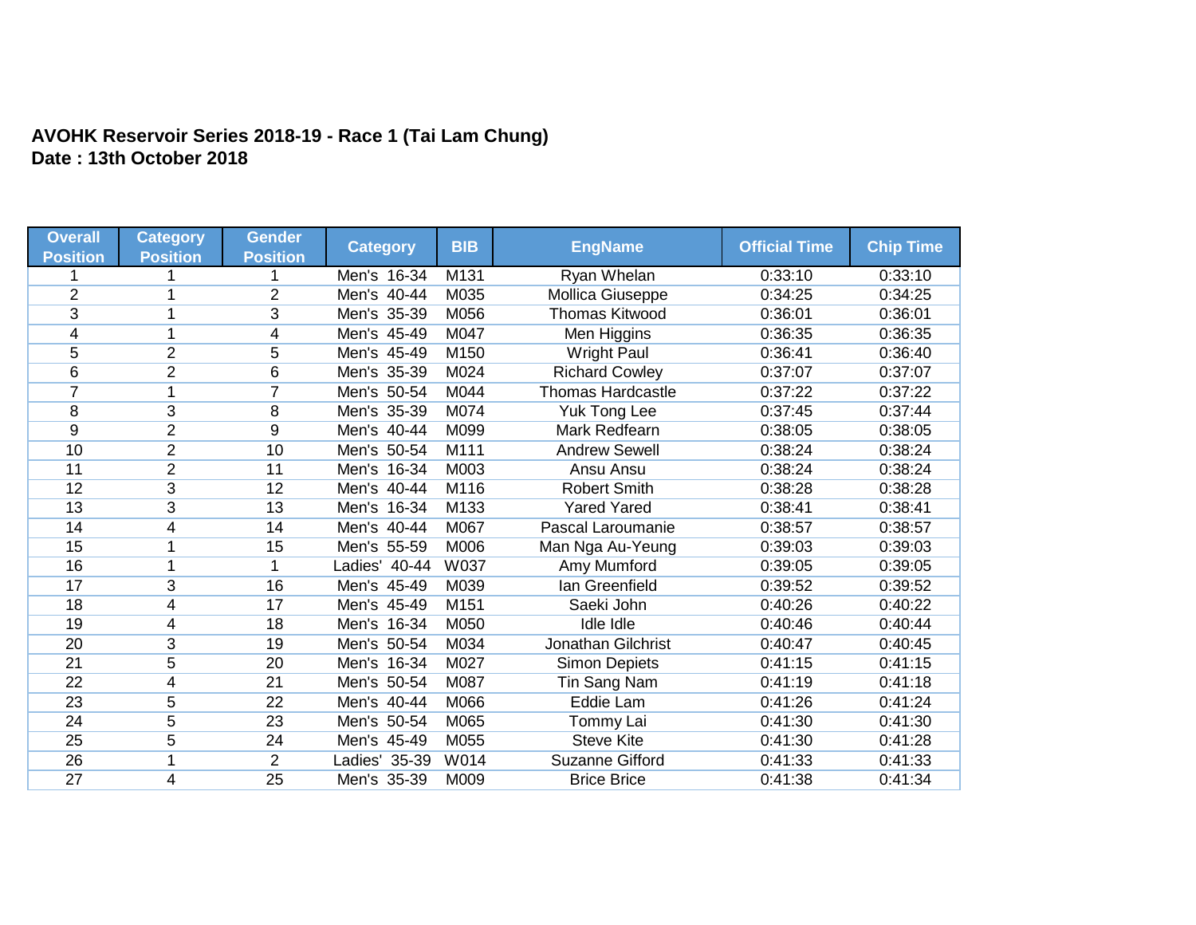**AVOHK Reservoir Series 2018-19 - Race 1 (Tai Lam Chung)**
**Date : 13th October 2018**

| Overall Position | Category Position | Gender Position | Category | BIB | EngName | Official Time | Chip Time |
|---|---|---|---|---|---|---|---|
| 1 | 1 | 1 | Men's 16-34 | M131 | Ryan Whelan | 0:33:10 | 0:33:10 |
| 2 | 1 | 2 | Men's 40-44 | M035 | Mollica Giuseppe | 0:34:25 | 0:34:25 |
| 3 | 1 | 3 | Men's 35-39 | M056 | Thomas Kitwood | 0:36:01 | 0:36:01 |
| 4 | 1 | 4 | Men's 45-49 | M047 | Men Higgins | 0:36:35 | 0:36:35 |
| 5 | 2 | 5 | Men's 45-49 | M150 | Wright Paul | 0:36:41 | 0:36:40 |
| 6 | 2 | 6 | Men's 35-39 | M024 | Richard Cowley | 0:37:07 | 0:37:07 |
| 7 | 1 | 7 | Men's 50-54 | M044 | Thomas Hardcastle | 0:37:22 | 0:37:22 |
| 8 | 3 | 8 | Men's 35-39 | M074 | Yuk Tong Lee | 0:37:45 | 0:37:44 |
| 9 | 2 | 9 | Men's 40-44 | M099 | Mark Redfearn | 0:38:05 | 0:38:05 |
| 10 | 2 | 10 | Men's 50-54 | M111 | Andrew Sewell | 0:38:24 | 0:38:24 |
| 11 | 2 | 11 | Men's 16-34 | M003 | Ansu Ansu | 0:38:24 | 0:38:24 |
| 12 | 3 | 12 | Men's 40-44 | M116 | Robert Smith | 0:38:28 | 0:38:28 |
| 13 | 3 | 13 | Men's 16-34 | M133 | Yared Yared | 0:38:41 | 0:38:41 |
| 14 | 4 | 14 | Men's 40-44 | M067 | Pascal Laroumanie | 0:38:57 | 0:38:57 |
| 15 | 1 | 15 | Men's 55-59 | M006 | Man Nga Au-Yeung | 0:39:03 | 0:39:03 |
| 16 | 1 | 1 | Ladies' 40-44 | W037 | Amy Mumford | 0:39:05 | 0:39:05 |
| 17 | 3 | 16 | Men's 45-49 | M039 | Ian Greenfield | 0:39:52 | 0:39:52 |
| 18 | 4 | 17 | Men's 45-49 | M151 | Saeki John | 0:40:26 | 0:40:22 |
| 19 | 4 | 18 | Men's 16-34 | M050 | Idle Idle | 0:40:46 | 0:40:44 |
| 20 | 3 | 19 | Men's 50-54 | M034 | Jonathan Gilchrist | 0:40:47 | 0:40:45 |
| 21 | 5 | 20 | Men's 16-34 | M027 | Simon Depiets | 0:41:15 | 0:41:15 |
| 22 | 4 | 21 | Men's 50-54 | M087 | Tin Sang Nam | 0:41:19 | 0:41:18 |
| 23 | 5 | 22 | Men's 40-44 | M066 | Eddie Lam | 0:41:26 | 0:41:24 |
| 24 | 5 | 23 | Men's 50-54 | M065 | Tommy Lai | 0:41:30 | 0:41:30 |
| 25 | 5 | 24 | Men's 45-49 | M055 | Steve Kite | 0:41:30 | 0:41:28 |
| 26 | 1 | 2 | Ladies' 35-39 | W014 | Suzanne Gifford | 0:41:33 | 0:41:33 |
| 27 | 4 | 25 | Men's 35-39 | M009 | Brice Brice | 0:41:38 | 0:41:34 |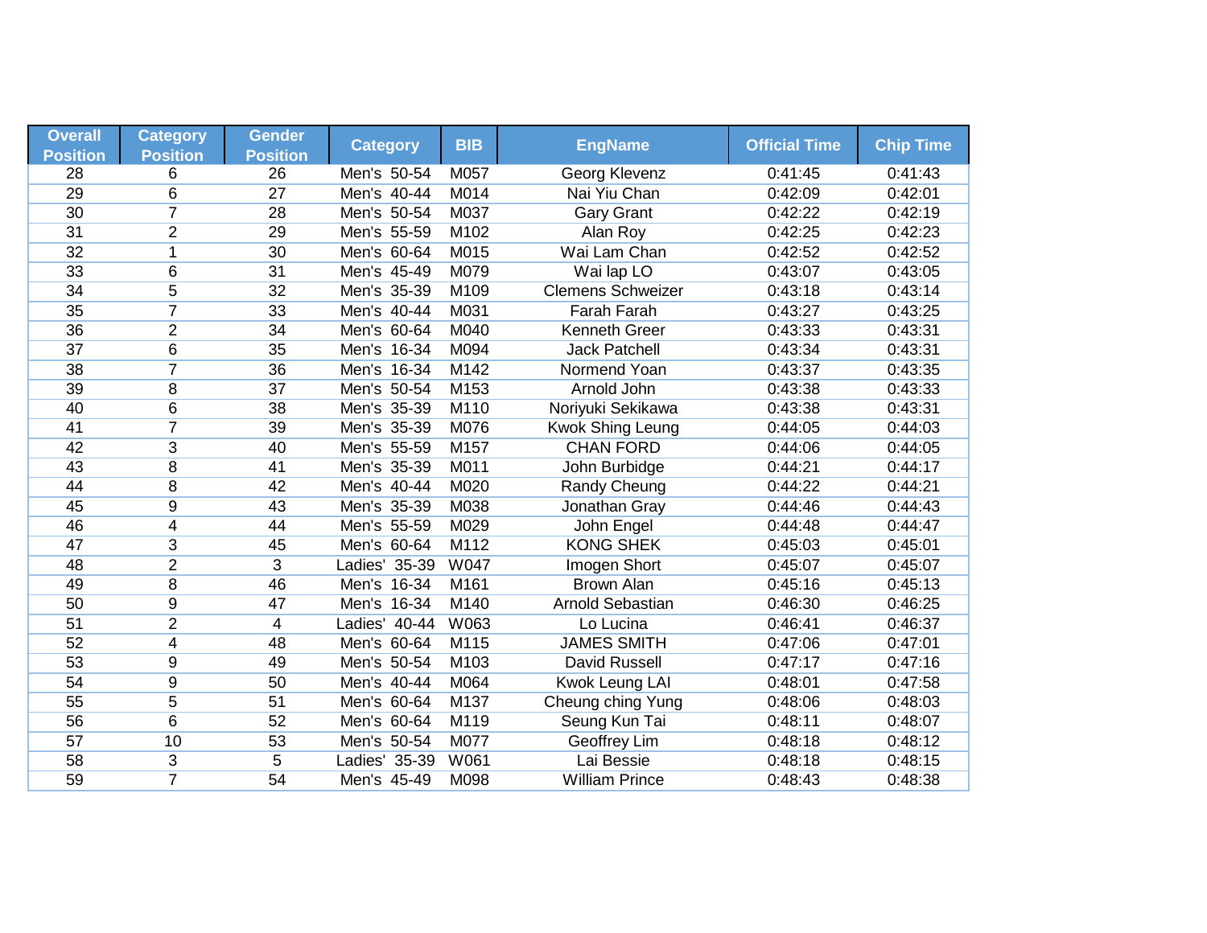| Overall Position | Category Position | Gender Position | Category | BIB | EngName | Official Time | Chip Time |
|---|---|---|---|---|---|---|---|
| 28 | 6 | 26 | Men's 50-54 | M057 | Georg Klevenz | 0:41:45 | 0:41:43 |
| 29 | 6 | 27 | Men's 40-44 | M014 | Nai Yiu Chan | 0:42:09 | 0:42:01 |
| 30 | 7 | 28 | Men's 50-54 | M037 | Gary Grant | 0:42:22 | 0:42:19 |
| 31 | 2 | 29 | Men's 55-59 | M102 | Alan Roy | 0:42:25 | 0:42:23 |
| 32 | 1 | 30 | Men's 60-64 | M015 | Wai Lam Chan | 0:42:52 | 0:42:52 |
| 33 | 6 | 31 | Men's 45-49 | M079 | Wai lap LO | 0:43:07 | 0:43:05 |
| 34 | 5 | 32 | Men's 35-39 | M109 | Clemens Schweizer | 0:43:18 | 0:43:14 |
| 35 | 7 | 33 | Men's 40-44 | M031 | Farah Farah | 0:43:27 | 0:43:25 |
| 36 | 2 | 34 | Men's 60-64 | M040 | Kenneth Greer | 0:43:33 | 0:43:31 |
| 37 | 6 | 35 | Men's 16-34 | M094 | Jack Patchell | 0:43:34 | 0:43:31 |
| 38 | 7 | 36 | Men's 16-34 | M142 | Normend Yoan | 0:43:37 | 0:43:35 |
| 39 | 8 | 37 | Men's 50-54 | M153 | Arnold John | 0:43:38 | 0:43:33 |
| 40 | 6 | 38 | Men's 35-39 | M110 | Noriyuki Sekikawa | 0:43:38 | 0:43:31 |
| 41 | 7 | 39 | Men's 35-39 | M076 | Kwok Shing Leung | 0:44:05 | 0:44:03 |
| 42 | 3 | 40 | Men's 55-59 | M157 | CHAN FORD | 0:44:06 | 0:44:05 |
| 43 | 8 | 41 | Men's 35-39 | M011 | John Burbidge | 0:44:21 | 0:44:17 |
| 44 | 8 | 42 | Men's 40-44 | M020 | Randy Cheung | 0:44:22 | 0:44:21 |
| 45 | 9 | 43 | Men's 35-39 | M038 | Jonathan Gray | 0:44:46 | 0:44:43 |
| 46 | 4 | 44 | Men's 55-59 | M029 | John Engel | 0:44:48 | 0:44:47 |
| 47 | 3 | 45 | Men's 60-64 | M112 | KONG SHEK | 0:45:03 | 0:45:01 |
| 48 | 2 | 3 | Ladies' 35-39 | W047 | Imogen Short | 0:45:07 | 0:45:07 |
| 49 | 8 | 46 | Men's 16-34 | M161 | Brown Alan | 0:45:16 | 0:45:13 |
| 50 | 9 | 47 | Men's 16-34 | M140 | Arnold Sebastian | 0:46:30 | 0:46:25 |
| 51 | 2 | 4 | Ladies' 40-44 | W063 | Lo Lucina | 0:46:41 | 0:46:37 |
| 52 | 4 | 48 | Men's 60-64 | M115 | JAMES SMITH | 0:47:06 | 0:47:01 |
| 53 | 9 | 49 | Men's 50-54 | M103 | David Russell | 0:47:17 | 0:47:16 |
| 54 | 9 | 50 | Men's 40-44 | M064 | Kwok Leung LAI | 0:48:01 | 0:47:58 |
| 55 | 5 | 51 | Men's 60-64 | M137 | Cheung ching Yung | 0:48:06 | 0:48:03 |
| 56 | 6 | 52 | Men's 60-64 | M119 | Seung Kun Tai | 0:48:11 | 0:48:07 |
| 57 | 10 | 53 | Men's 50-54 | M077 | Geoffrey Lim | 0:48:18 | 0:48:12 |
| 58 | 3 | 5 | Ladies' 35-39 | W061 | Lai Bessie | 0:48:18 | 0:48:15 |
| 59 | 7 | 54 | Men's 45-49 | M098 | William Prince | 0:48:43 | 0:48:38 |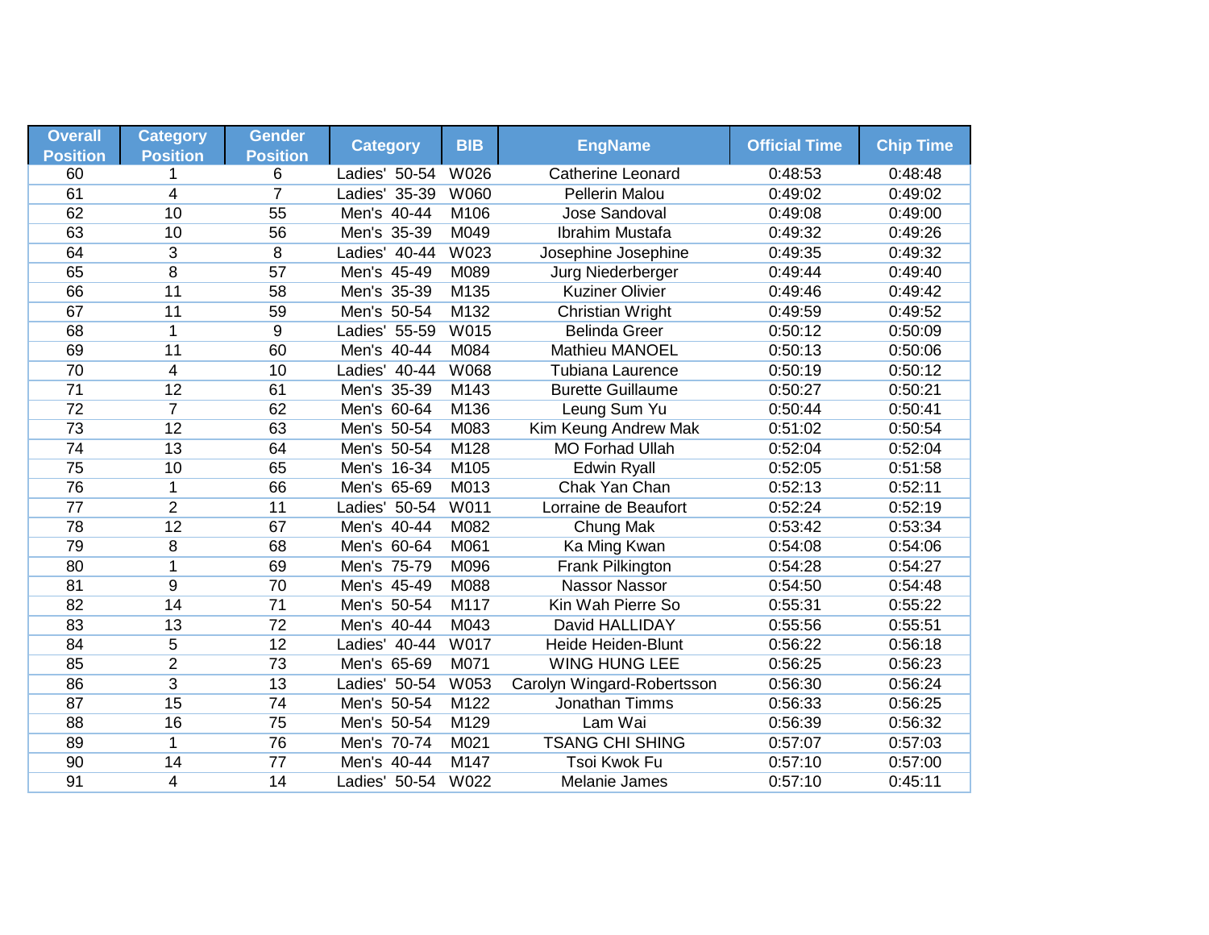| Overall Position | Category Position | Gender Position | Category | BIB | EngName | Official Time | Chip Time |
|---|---|---|---|---|---|---|---|
| 60 | 1 | 6 | Ladies' 50-54 | W026 | Catherine Leonard | 0:48:53 | 0:48:48 |
| 61 | 4 | 7 | Ladies' 35-39 | W060 | Pellerin Malou | 0:49:02 | 0:49:02 |
| 62 | 10 | 55 | Men's 40-44 | M106 | Jose Sandoval | 0:49:08 | 0:49:00 |
| 63 | 10 | 56 | Men's 35-39 | M049 | Ibrahim Mustafa | 0:49:32 | 0:49:26 |
| 64 | 3 | 8 | Ladies' 40-44 | W023 | Josephine Josephine | 0:49:35 | 0:49:32 |
| 65 | 8 | 57 | Men's 45-49 | M089 | Jurg Niederberger | 0:49:44 | 0:49:40 |
| 66 | 11 | 58 | Men's 35-39 | M135 | Kuziner Olivier | 0:49:46 | 0:49:42 |
| 67 | 11 | 59 | Men's 50-54 | M132 | Christian Wright | 0:49:59 | 0:49:52 |
| 68 | 1 | 9 | Ladies' 55-59 | W015 | Belinda Greer | 0:50:12 | 0:50:09 |
| 69 | 11 | 60 | Men's 40-44 | M084 | Mathieu MANOEL | 0:50:13 | 0:50:06 |
| 70 | 4 | 10 | Ladies' 40-44 | W068 | Tubiana Laurence | 0:50:19 | 0:50:12 |
| 71 | 12 | 61 | Men's 35-39 | M143 | Burette Guillaume | 0:50:27 | 0:50:21 |
| 72 | 7 | 62 | Men's 60-64 | M136 | Leung Sum Yu | 0:50:44 | 0:50:41 |
| 73 | 12 | 63 | Men's 50-54 | M083 | Kim Keung Andrew Mak | 0:51:02 | 0:50:54 |
| 74 | 13 | 64 | Men's 50-54 | M128 | MO Forhad Ullah | 0:52:04 | 0:52:04 |
| 75 | 10 | 65 | Men's 16-34 | M105 | Edwin Ryall | 0:52:05 | 0:51:58 |
| 76 | 1 | 66 | Men's 65-69 | M013 | Chak Yan Chan | 0:52:13 | 0:52:11 |
| 77 | 2 | 11 | Ladies' 50-54 | W011 | Lorraine de Beaufort | 0:52:24 | 0:52:19 |
| 78 | 12 | 67 | Men's 40-44 | M082 | Chung Mak | 0:53:42 | 0:53:34 |
| 79 | 8 | 68 | Men's 60-64 | M061 | Ka Ming Kwan | 0:54:08 | 0:54:06 |
| 80 | 1 | 69 | Men's 75-79 | M096 | Frank Pilkington | 0:54:28 | 0:54:27 |
| 81 | 9 | 70 | Men's 45-49 | M088 | Nassor Nassor | 0:54:50 | 0:54:48 |
| 82 | 14 | 71 | Men's 50-54 | M117 | Kin Wah Pierre So | 0:55:31 | 0:55:22 |
| 83 | 13 | 72 | Men's 40-44 | M043 | David HALLIDAY | 0:55:56 | 0:55:51 |
| 84 | 5 | 12 | Ladies' 40-44 | W017 | Heide Heiden-Blunt | 0:56:22 | 0:56:18 |
| 85 | 2 | 73 | Men's 65-69 | M071 | WING HUNG LEE | 0:56:25 | 0:56:23 |
| 86 | 3 | 13 | Ladies' 50-54 | W053 | Carolyn Wingard-Robertsson | 0:56:30 | 0:56:24 |
| 87 | 15 | 74 | Men's 50-54 | M122 | Jonathan Timms | 0:56:33 | 0:56:25 |
| 88 | 16 | 75 | Men's 50-54 | M129 | Lam Wai | 0:56:39 | 0:56:32 |
| 89 | 1 | 76 | Men's 70-74 | M021 | TSANG CHI SHING | 0:57:07 | 0:57:03 |
| 90 | 14 | 77 | Men's 40-44 | M147 | Tsoi Kwok Fu | 0:57:10 | 0:57:00 |
| 91 | 4 | 14 | Ladies' 50-54 | W022 | Melanie James | 0:57:10 | 0:45:11 |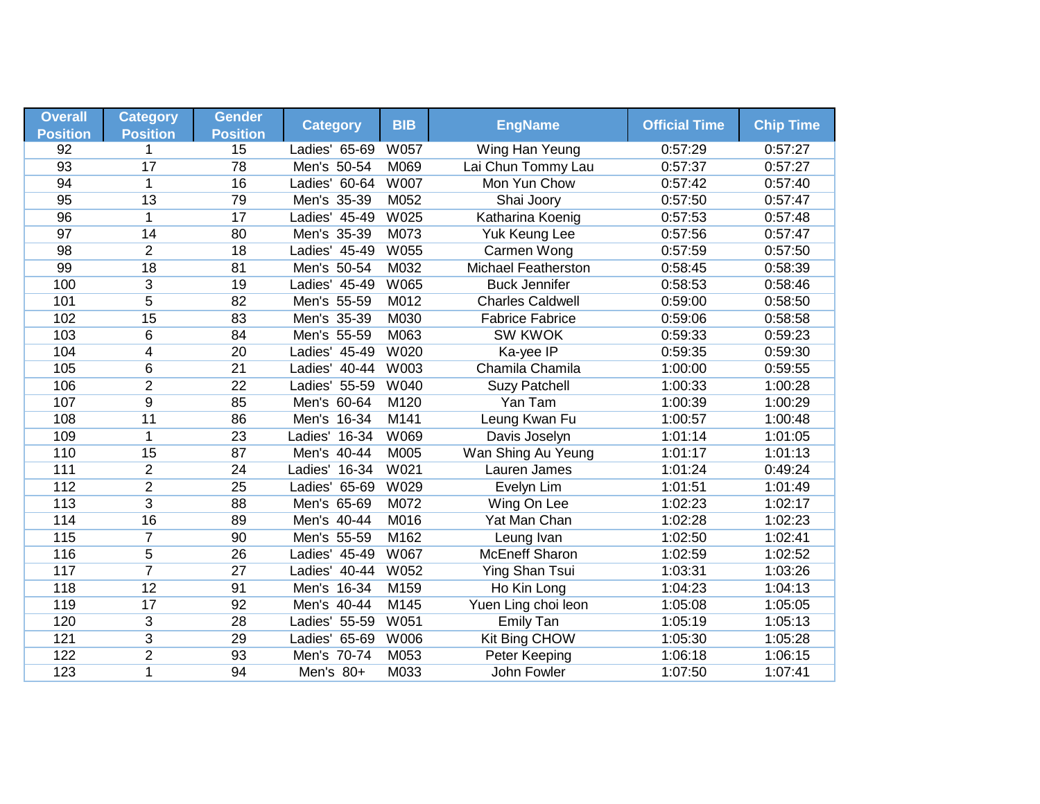| Overall Position | Category Position | Gender Position | Category | BIB | EngName | Official Time | Chip Time |
|---|---|---|---|---|---|---|---|
| 92 | 1 | 15 | Ladies' 65-69 | W057 | Wing Han Yeung | 0:57:29 | 0:57:27 |
| 93 | 17 | 78 | Men's 50-54 | M069 | Lai Chun Tommy Lau | 0:57:37 | 0:57:27 |
| 94 | 1 | 16 | Ladies' 60-64 | W007 | Mon Yun Chow | 0:57:42 | 0:57:40 |
| 95 | 13 | 79 | Men's 35-39 | M052 | Shai Joory | 0:57:50 | 0:57:47 |
| 96 | 1 | 17 | Ladies' 45-49 | W025 | Katharina Koenig | 0:57:53 | 0:57:48 |
| 97 | 14 | 80 | Men's 35-39 | M073 | Yuk Keung Lee | 0:57:56 | 0:57:47 |
| 98 | 2 | 18 | Ladies' 45-49 | W055 | Carmen Wong | 0:57:59 | 0:57:50 |
| 99 | 18 | 81 | Men's 50-54 | M032 | Michael Featherston | 0:58:45 | 0:58:39 |
| 100 | 3 | 19 | Ladies' 45-49 | W065 | Buck Jennifer | 0:58:53 | 0:58:46 |
| 101 | 5 | 82 | Men's 55-59 | M012 | Charles Caldwell | 0:59:00 | 0:58:50 |
| 102 | 15 | 83 | Men's 35-39 | M030 | Fabrice Fabrice | 0:59:06 | 0:58:58 |
| 103 | 6 | 84 | Men's 55-59 | M063 | SW KWOK | 0:59:33 | 0:59:23 |
| 104 | 4 | 20 | Ladies' 45-49 | W020 | Ka-yee IP | 0:59:35 | 0:59:30 |
| 105 | 6 | 21 | Ladies' 40-44 | W003 | Chamila Chamila | 1:00:00 | 0:59:55 |
| 106 | 2 | 22 | Ladies' 55-59 | W040 | Suzy Patchell | 1:00:33 | 1:00:28 |
| 107 | 9 | 85 | Men's 60-64 | M120 | Yan Tam | 1:00:39 | 1:00:29 |
| 108 | 11 | 86 | Men's 16-34 | M141 | Leung Kwan Fu | 1:00:57 | 1:00:48 |
| 109 | 1 | 23 | Ladies' 16-34 | W069 | Davis Joselyn | 1:01:14 | 1:01:05 |
| 110 | 15 | 87 | Men's 40-44 | M005 | Wan Shing Au Yeung | 1:01:17 | 1:01:13 |
| 111 | 2 | 24 | Ladies' 16-34 | W021 | Lauren James | 1:01:24 | 0:49:24 |
| 112 | 2 | 25 | Ladies' 65-69 | W029 | Evelyn Lim | 1:01:51 | 1:01:49 |
| 113 | 3 | 88 | Men's 65-69 | M072 | Wing On Lee | 1:02:23 | 1:02:17 |
| 114 | 16 | 89 | Men's 40-44 | M016 | Yat Man Chan | 1:02:28 | 1:02:23 |
| 115 | 7 | 90 | Men's 55-59 | M162 | Leung Ivan | 1:02:50 | 1:02:41 |
| 116 | 5 | 26 | Ladies' 45-49 | W067 | McEneff Sharon | 1:02:59 | 1:02:52 |
| 117 | 7 | 27 | Ladies' 40-44 | W052 | Ying Shan Tsui | 1:03:31 | 1:03:26 |
| 118 | 12 | 91 | Men's 16-34 | M159 | Ho Kin Long | 1:04:23 | 1:04:13 |
| 119 | 17 | 92 | Men's 40-44 | M145 | Yuen Ling choi leon | 1:05:08 | 1:05:05 |
| 120 | 3 | 28 | Ladies' 55-59 | W051 | Emily Tan | 1:05:19 | 1:05:13 |
| 121 | 3 | 29 | Ladies' 65-69 | W006 | Kit Bing CHOW | 1:05:30 | 1:05:28 |
| 122 | 2 | 93 | Men's 70-74 | M053 | Peter Keeping | 1:06:18 | 1:06:15 |
| 123 | 1 | 94 | Men's 80+ | M033 | John Fowler | 1:07:50 | 1:07:41 |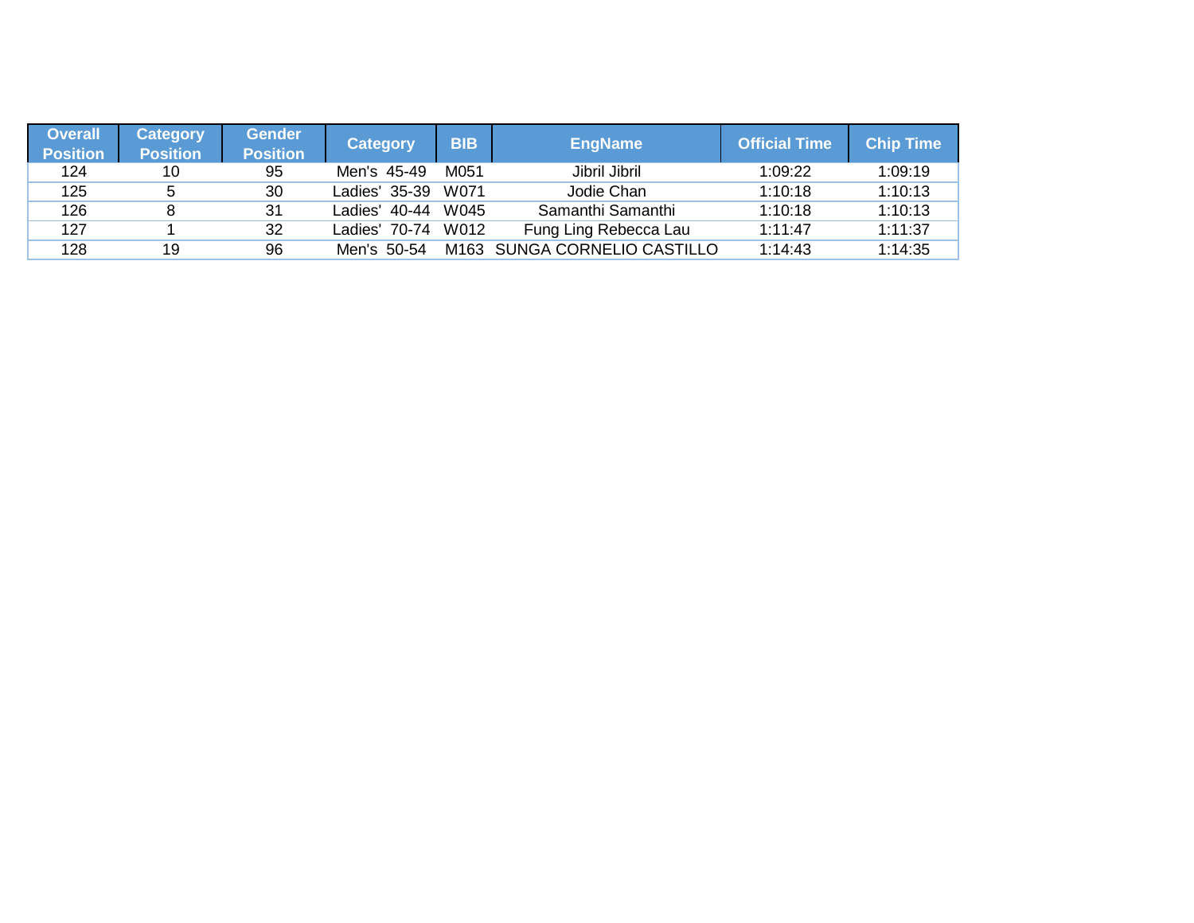| Overall Position | Category Position | Gender Position | Category | BIB | EngName | Official Time | Chip Time |
|---|---|---|---|---|---|---|---|
| 124 | 10 | 95 | Men's 45-49 | M051 | Jibril Jibril | 1:09:22 | 1:09:19 |
| 125 | 5 | 30 | Ladies' 35-39 | W071 | Jodie Chan | 1:10:18 | 1:10:13 |
| 126 | 8 | 31 | Ladies' 40-44 | W045 | Samanthi Samanthi | 1:10:18 | 1:10:13 |
| 127 | 1 | 32 | Ladies' 70-74 | W012 | Fung Ling Rebecca Lau | 1:11:47 | 1:11:37 |
| 128 | 19 | 96 | Men's 50-54 | M163 | SUNGA CORNELIO CASTILLO | 1:14:43 | 1:14:35 |